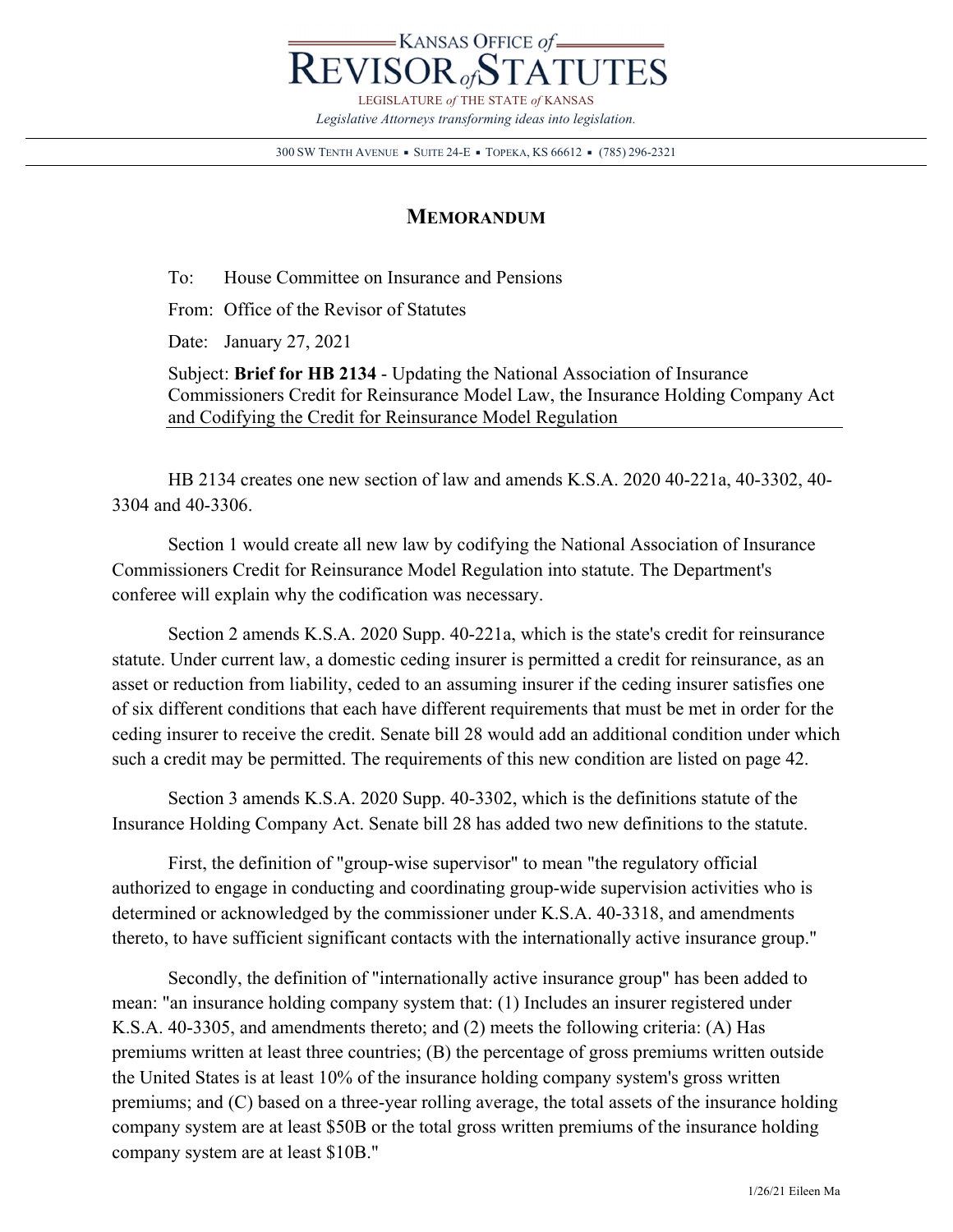KANSAS OFFICE *of* REVISOR *of* STATUTES

LEGISLATURE *of* THE STATE *of* KANSAS

*Legislative Attorneys transforming ideas into legislation.*

300 SW TENTH AVENUE ▪ SUITE 24-E ▪ TOPEKA, KS 66612 ▪ (785) 296-2321

## MEMORANDUM

To: House Committee on Insurance and Pensions

From: Office of the Revisor of Statutes

Date: January 27, 2021

Subject: **Brief for HB 2134** - Updating the National Association of Insurance Commissioners Credit for Reinsurance Model Law, the Insurance Holding Company Act and Codifying the Credit for Reinsurance Model Regulation

HB 2134 creates one new section of law and amends K.S.A. 2020 40-221a, 40-3302, 40-3304 and 40-3306.

Section 1 would create all new law by codifying the National Association of Insurance Commissioners Credit for Reinsurance Model Regulation into statute. The Department's conferee will explain why the codification was necessary.

Section 2 amends K.S.A. 2020 Supp. 40-221a, which is the state's credit for reinsurance statute. Under current law, a domestic ceding insurer is permitted a credit for reinsurance, as an asset or reduction from liability, ceded to an assuming insurer if the ceding insurer satisfies one of six different conditions that each have different requirements that must be met in order for the ceding insurer to receive the credit. Senate bill 28 would add an additional condition under which such a credit may be permitted. The requirements of this new condition are listed on page 42.

Section 3 amends K.S.A. 2020 Supp. 40-3302, which is the definitions statute of the Insurance Holding Company Act. Senate bill 28 has added two new definitions to the statute.

First, the definition of "group-wise supervisor" to mean "the regulatory official authorized to engage in conducting and coordinating group-wide supervision activities who is determined or acknowledged by the commissioner under K.S.A. 40-3318, and amendments thereto, to have sufficient significant contacts with the internationally active insurance group."

Secondly, the definition of "internationally active insurance group" has been added to mean: "an insurance holding company system that: (1) Includes an insurer registered under K.S.A. 40-3305, and amendments thereto; and (2) meets the following criteria: (A) Has premiums written at least three countries; (B) the percentage of gross premiums written outside the United States is at least 10% of the insurance holding company system's gross written premiums; and (C) based on a three-year rolling average, the total assets of the insurance holding company system are at least $50B or the total gross written premiums of the insurance holding company system are at least $10B."

1/26/21 Eileen Ma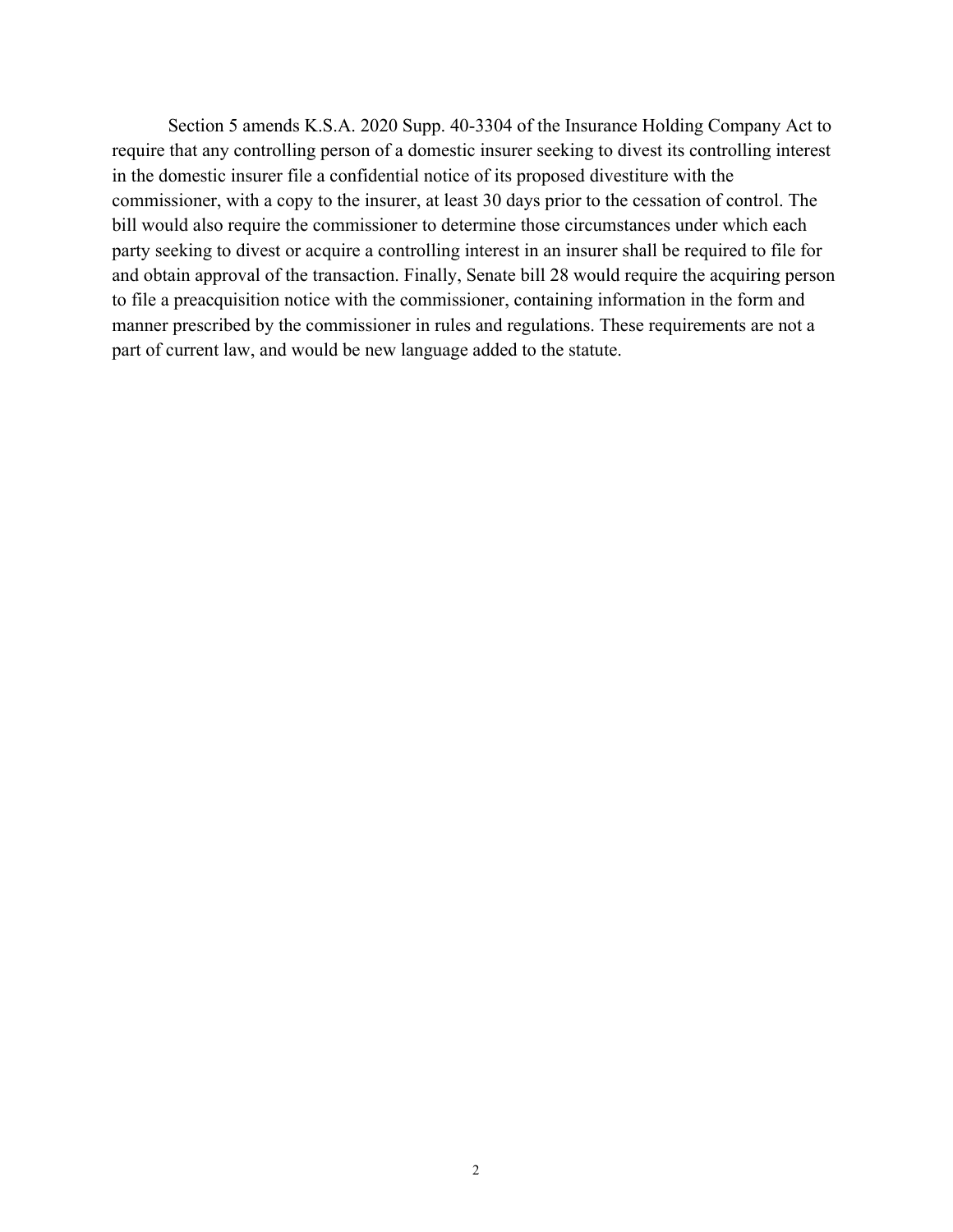Section 5 amends K.S.A. 2020 Supp. 40-3304 of the Insurance Holding Company Act to require that any controlling person of a domestic insurer seeking to divest its controlling interest in the domestic insurer file a confidential notice of its proposed divestiture with the commissioner, with a copy to the insurer, at least 30 days prior to the cessation of control. The bill would also require the commissioner to determine those circumstances under which each party seeking to divest or acquire a controlling interest in an insurer shall be required to file for and obtain approval of the transaction. Finally, Senate bill 28 would require the acquiring person to file a preacquisition notice with the commissioner, containing information in the form and manner prescribed by the commissioner in rules and regulations. These requirements are not a part of current law, and would be new language added to the statute.